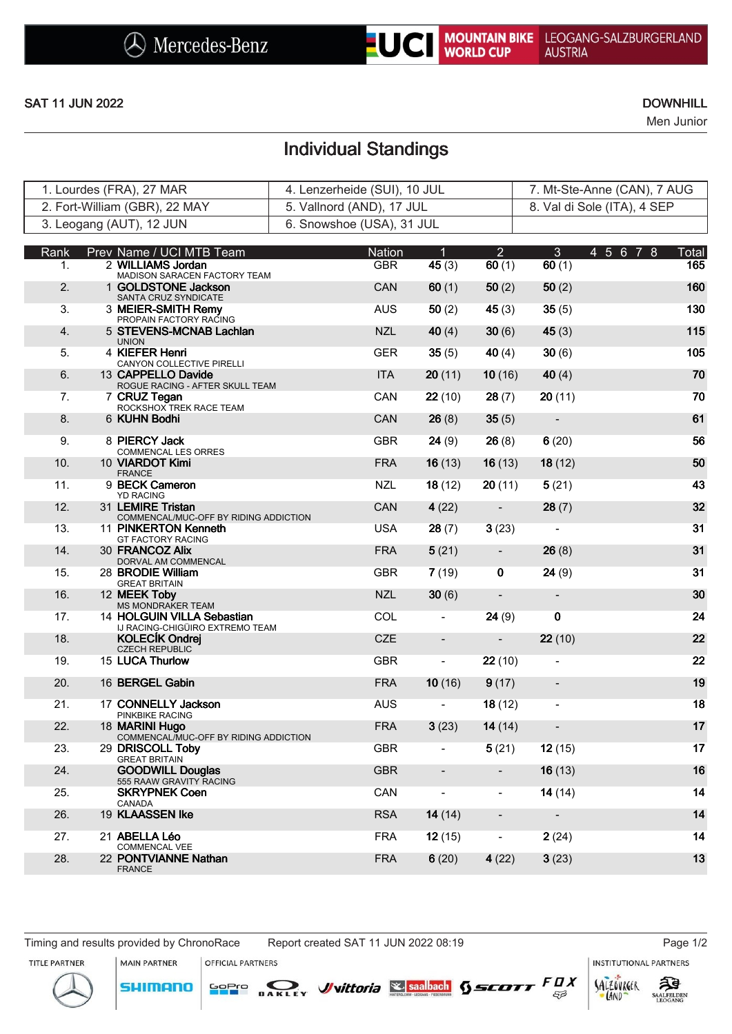Mercedes-Benz | UCI MOUNTAIN BIKE WORLD CUP | LEOGANG-SALZBURGERLAND AUSTRIA

SAT 11 JUN 2022

DOWNHILL

Men Junior

# Individual Standings

| | | |
|---|---|---|
| 1. Lourdes (FRA), 27 MAR | 4. Lenzerheide (SUI), 10 JUL | 7. Mt-Ste-Anne (CAN), 7 AUG |
| 2. Fort-William (GBR), 22 MAY | 5. Vallnord (AND), 17 JUL | 8. Val di Sole (ITA), 4 SEP |
| 3. Leogang (AUT), 12 JUN | 6. Snowshoe (USA), 31 JUL | |

| Rank | Prev | Name / UCI MTB Team | Nation | 1 | 2 | 3 | 4 | 5 | 6 | 7 | 8 | Total |
|---|---|---|---|---|---|---|---|---|---|---|---|---|
| 1. | 2 | **WILLIAMS Jordan** MADISON SARACEN FACTORY TEAM | GBR | **45** (3) | **60** (1) | **60** (1) | | | | | | **165** |
| 2. | 1 | **GOLDSTONE Jackson** SANTA CRUZ SYNDICATE | CAN | **60** (1) | **50** (2) | **50** (2) | | | | | | **160** |
| 3. | 3 | **MEIER-SMITH Remy** PROPAIN FACTORY RACING | AUS | **50** (2) | **45** (3) | **35** (5) | | | | | | **130** |
| 4. | 5 | **STEVENS-MCNAB Lachlan** UNION | NZL | **40** (4) | **30** (6) | **45** (3) | | | | | | **115** |
| 5. | 4 | **KIEFER Henri** CANYON COLLECTIVE PIRELLI | GER | **35** (5) | **40** (4) | **30** (6) | | | | | | **105** |
| 6. | 13 | **CAPPELLO Davide** ROGUE RACING - AFTER SKULL TEAM | ITA | **20** (11) | **10** (16) | **40** (4) | | | | | | **70** |
| 7. | 7 | **CRUZ Tegan** ROCKSHOX TREK RACE TEAM | CAN | **22** (10) | **28** (7) | **20** (11) | | | | | | **70** |
| 8. | 6 | **KUHN Bodhi** | CAN | **26** (8) | **35** (5) | - | | | | | | **61** |
| 9. | 8 | **PIERCY Jack** COMMENCAL LES ORRES | GBR | **24** (9) | **26** (8) | **6** (20) | | | | | | **56** |
| 10. | 10 | **VIARDOT Kimi** FRANCE | FRA | **16** (13) | **16** (13) | **18** (12) | | | | | | **50** |
| 11. | 9 | **BECK Cameron** YD RACING | NZL | **18** (12) | **20** (11) | **5** (21) | | | | | | **43** |
| 12. | 31 | **LEMIRE Tristan** COMMENCAL/MUC-OFF BY RIDING ADDICTION | CAN | **4** (22) | - | **28** (7) | | | | | | **32** |
| 13. | 11 | **PINKERTON Kenneth** GT FACTORY RACING | USA | **28** (7) | **3** (23) | - | | | | | | **31** |
| 14. | 30 | **FRANCOZ Alix** DORVAL AM COMMENCAL | FRA | **5** (21) | - | **26** (8) | | | | | | **31** |
| 15. | 28 | **BRODIE William** GREAT BRITAIN | GBR | **7** (19) | **0** | **24** (9) | | | | | | **31** |
| 16. | 12 | **MEEK Toby** MS MONDRAKER TEAM | NZL | **30** (6) | - | - | | | | | | **30** |
| 17. | 14 | **HOLGUIN VILLA Sebastian** IJ RACING-CHIGÜIRO EXTREMO TEAM | COL | - | **24** (9) | **0** | | | | | | **24** |
| 18. | | **KOLECÍK Ondrej** CZECH REPUBLIC | CZE | - | - | **22** (10) | | | | | | **22** |
| 19. | 15 | **LUCA Thurlow** | GBR | - | **22** (10) | - | | | | | | **22** |
| 20. | 16 | **BERGEL Gabin** | FRA | **10** (16) | **9** (17) | - | | | | | | **19** |
| 21. | 17 | **CONNELLY Jackson** PINKBIKE RACING | AUS | - | **18** (12) | - | | | | | | **18** |
| 22. | 18 | **MARINI Hugo** COMMENCAL/MUC-OFF BY RIDING ADDICTION | FRA | **3** (23) | **14** (14) | - | | | | | | **17** |
| 23. | 29 | **DRISCOLL Toby** GREAT BRITAIN | GBR | - | **5** (21) | **12** (15) | | | | | | **17** |
| 24. | | **GOODWILL Douglas** 555 RAAW GRAVITY RACING | GBR | - | - | **16** (13) | | | | | | **16** |
| 25. | | **SKRYPNEK Coen** CANADA | CAN | - | - | **14** (14) | | | | | | **14** |
| 26. | 19 | **KLAASSEN Ike** | RSA | **14** (14) | - | - | | | | | | **14** |
| 27. | 21 | **ABELLA Léo** COMMENCAL VEE | FRA | **12** (15) | - | **2** (24) | | | | | | **14** |
| 28. | 22 | **PONTVIANNE Nathan** FRANCE | FRA | **6** (20) | **4** (22) | **3** (23) | | | | | | **13** |

Timing and results provided by ChronoRace | Report created SAT 11 JUN 2022 08:19

TITLE PARTNER | MAIN PARTNER | OFFICIAL PARTNERS | INSTITUTIONAL PARTNERS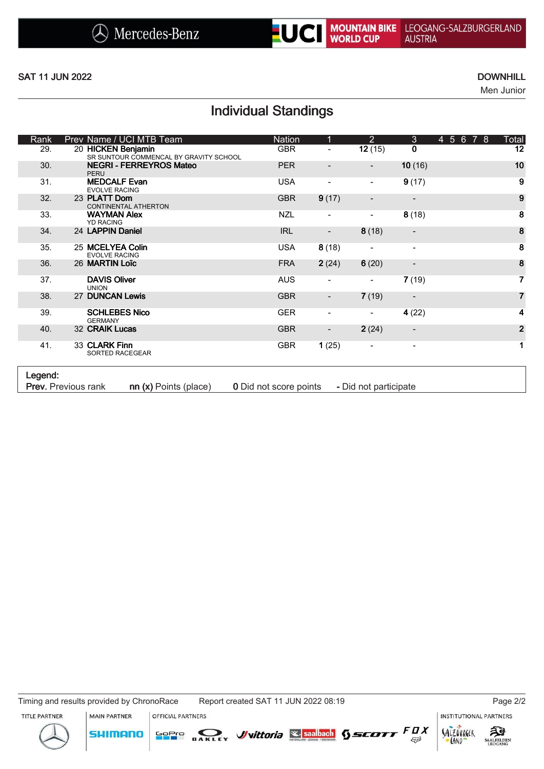SAT 11 JUN 2022

DOWNHILL

Men Junior

## Individual Standings

| Rank | Prev | Name / UCI MTB Team | Nation | 1 | 2 | 3 | 4 | 5 | 6 | 7 | 8 | Total |
|---|---|---|---|---|---|---|---|---|---|---|---|---|
| 29. | 20 | **HICKEN Benjamin**<br>SR SUNTOUR COMMENCAL BY GRAVITY SCHOOL | GBR | - | **12** (15) | **0** | | | | | | **12** |
| 30. | | **NEGRI - FERREYROS Mateo**<br>PERU | PER | - | - | **10** (16) | | | | | | **10** |
| 31. | | **MEDCALF Evan**<br>EVOLVE RACING | USA | - | - | **9** (17) | | | | | | **9** |
| 32. | 23 | **PLATT Dom**<br>CONTINENTAL ATHERTON | GBR | **9** (17) | - | - | | | | | | **9** |
| 33. | | **WAYMAN Alex**<br>YD RACING | NZL | - | - | **8** (18) | | | | | | **8** |
| 34. | 24 | **LAPPIN Daniel** | IRL | - | **8** (18) | - | | | | | | **8** |
| 35. | 25 | **MCELYEA Colin**<br>EVOLVE RACING | USA | **8** (18) | - | - | | | | | | **8** |
| 36. | 26 | **MARTIN Loïc** | FRA | **2** (24) | **6** (20) | - | | | | | | **8** |
| 37. | | **DAVIS Oliver**<br>UNION | AUS | - | - | **7** (19) | | | | | | **7** |
| 38. | 27 | **DUNCAN Lewis** | GBR | - | **7** (19) | - | | | | | | **7** |
| 39. | | **SCHLEBES Nico**<br>GERMANY | GER | - | - | **4** (22) | | | | | | **4** |
| 40. | 32 | **CRAIK Lucas** | GBR | - | **2** (24) | - | | | | | | **2** |
| 41. | 33 | **CLARK Finn**<br>SORTED RACEGEAR | GBR | **1** (25) | - | - | | | | | | **1** |

Legend:
**Prev.** Previous rank **nn (x)** Points (place) **0** Did not score points **-** Did not participate

Timing and results provided by ChronoRace Report created SAT 11 JUN 2022 08:19